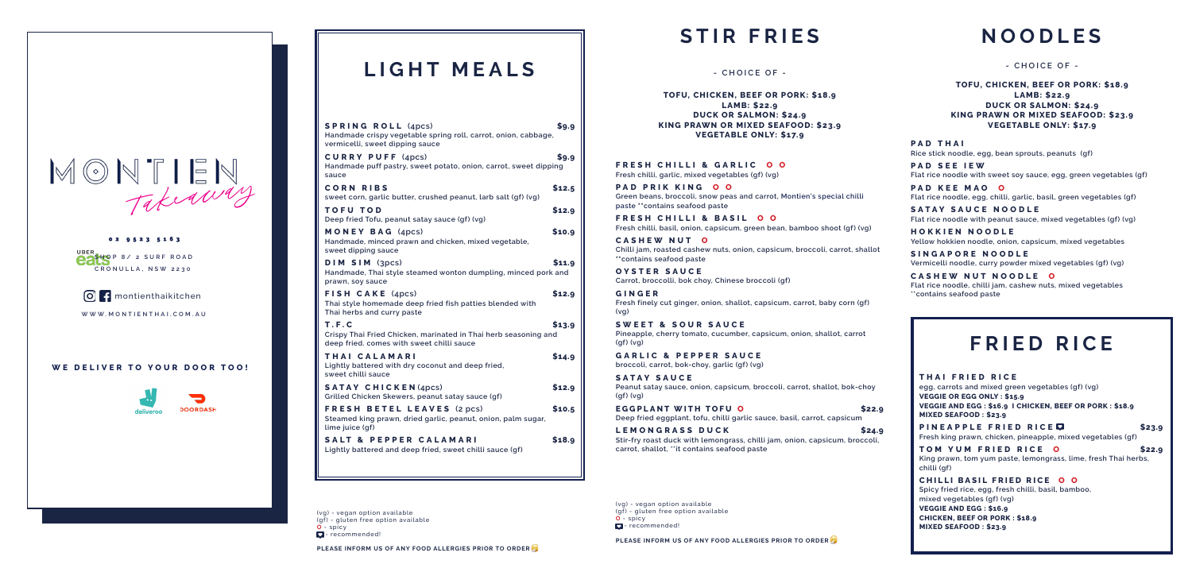# MONTIEN

*Takeaway*

02 9523 5163

UBER eats

SHOP 8/ 2 SURF ROAD
CRONULLA, NSW 2230

montienthaikitchen

WWW.MONTIENTHAI.COM.AU

**WE DELIVER TO YOUR DOOR TOO!**

deliveroo DOORDASH

# LIGHT MEALS

**SPRING ROLL** (4pcs) — $9.9
Handmade crispy vegetable spring roll, carrot, onion, cabbage, vermicelli, sweet dipping sauce

**CURRY PUFF** (4pcs) — $9.9
Handmade puff pastry, sweet potato, onion, carrot, sweet dipping sauce

**CORN RIBS** — $12.5
sweet corn, garlic butter, crushed peanut, larb salt (gf) (vg)

**TOFU TOD** — $12.9
Deep fried Tofu, peanut satay sauce (gf) (vg)

**MONEY BAG** (4pcs) — $10.9
Handmade, minced prawn and chicken, mixed vegetable, sweet dipping sauce

**DIM SIM** (3pcs) — $11.9
Handmade, Thai style steamed wonton dumpling, minced pork and prawn, soy sauce

**FISH CAKE** (4pcs) — $12.9
Thai style homemade deep fried fish patties blended with Thai herbs and curry paste

**T.F.C** — $13.9
Crispy Thai Fried Chicken, marinated in Thai herb seasoning and deep fried, comes with sweet chilli sauce

**THAI CALAMARI** — $14.9
Lightly battered with dry coconut and deep fried, sweet chilli sauce

**SATAY CHICKEN** (4pcs) — $12.9
Grilled Chicken Skewers, peanut satay sauce (gf)

**FRESH BETEL LEAVES** (2 pcs) — $10.5
Steamed king prawn, dried garlic, peanut, onion, palm sugar, lime juice (gf)

**SALT & PEPPER CALAMARI** — $18.9
Lightly battered and deep fried, sweet chilli sauce (gf)

(vg) - vegan option available
(gf) - gluten free option available
O - spicy
◘ - recommended!

**PLEASE INFORM US OF ANY FOOD ALLERGIES PRIOR TO ORDER**

# STIR FRIES

- CHOICE OF -

**TOFU, CHICKEN, BEEF OR PORK: $18.9**
**LAMB: $22.9**
**DUCK OR SALMON: $24.9**
**KING PRAWN OR MIXED SEAFOOD: $23.9**
**VEGETABLE ONLY: $17.9**

**FRESH CHILLI & GARLIC** O O
Fresh chilli, garlic, mixed vegetables (gf) (vg)

**PAD PRIK KING** O O
Green beans, broccoli, snow peas and carrot, Montien's special chilli paste **contains seafood paste

**FRESH CHILLI & BASIL** O O
Fresh chilli, basil, onion, capsicum, green bean, bamboo shoot (gf) (vg)

**CASHEW NUT** O
Chilli jam, roasted cashew nuts, onion, capsicum, broccoli, carrot, shallot **contains seafood paste

**OYSTER SAUCE**
Carrot, broccolli, bok choy, Chinese broccoli (gf)

**GINGER**
Fresh finely cut ginger, onion, shallot, capsicum, carrot, baby corn (gf) (vg)

**SWEET & SOUR SAUCE**
Pineapple, cherry tomato, cucumber, capsicum, onion, shallot, carrot (gf) (vg)

**GARLIC & PEPPER SAUCE**
broccoli, carrot, bok-choy, garlic (gf) (vg)

**SATAY SAUCE**
Peanut satay sauce, onion, capsicum, broccoli, carrot, shallot, bok-choy (gf) (vg)

**EGGPLANT WITH TOFU** O — $22.9
Deep fried eggplant, tofu, chilli garlic sauce, basil, carrot, capsicum

**LEMONGRASS DUCK** — $24.9
Stir-fry roast duck with lemongrass, chilli jam, onion, capsicum, broccoli, carrot, shallot, **it contains seafood paste

(vg) - vegan option available
(gf) - gluten free option available
O - spicy
◘ - recommended!

**PLEASE INFORM US OF ANY FOOD ALLERGIES PRIOR TO ORDER**

# NOODLES

- CHOICE OF -

**TOFU, CHICKEN, BEEF OR PORK: $18.9**
**LAMB: $22.9**
**DUCK OR SALMON: $24.9**
**KING PRAWN OR MIXED SEAFOOD: $23.9**
**VEGETABLE ONLY: $17.9**

**PAD THAI**
Rice stick noodle, egg, bean sprouts, peanuts (gf)

**PAD SEE IEW**
Flat rice noodle with sweet soy sauce, egg, green vegetables (gf)

**PAD KEE MAO** O
Flat rice noodle, egg, chilli, garlic, basil, green vegetables (gf)

**SATAY SAUCE NOODLE**
Flat rice noodle with peanut sauce, mixed vegetables (gf) (vg)

**HOKKIEN NOODLE**
Yellow hokkien noodle, onion, capsicum, mixed vegetables

**SINGAPORE NOODLE**
Vermicelli noodle, curry powder mixed vegetables (gf) (vg)

**CASHEW NUT NOODLE** O
Flat rice noodle, chilli jam, cashew nuts, mixed vegetables **contains seafood paste

# FRIED RICE

**THAI FRIED RICE**
egg, carrots and mixed green vegetables (gf) (vg)
**VEGGIE OR EGG ONLY : $15.9**
**VEGGIE AND EGG : $16.9 I CHICKEN, BEEF OR PORK : $18.9**
**MIXED SEAFOOD : $23.9**

**PINEAPPLE FRIED RICE** ◘ — $23.9
Fresh king prawn, chicken, pineapple, mixed vegetables (gf)

**TOM YUM FRIED RICE** O — $22.9
King prawn, tom yum paste, lemongrass, lime, fresh Thai herbs, chilli (gf)

**CHILLI BASIL FRIED RICE** O O
Spicy fried rice, egg, fresh chilli, basil, bamboo, mixed vegetables (gf) (vg)
**VEGGIE AND EGG : $16.9**
**CHICKEN, BEEF OR PORK : $18.9**
**MIXED SEAFOOD : $23.9**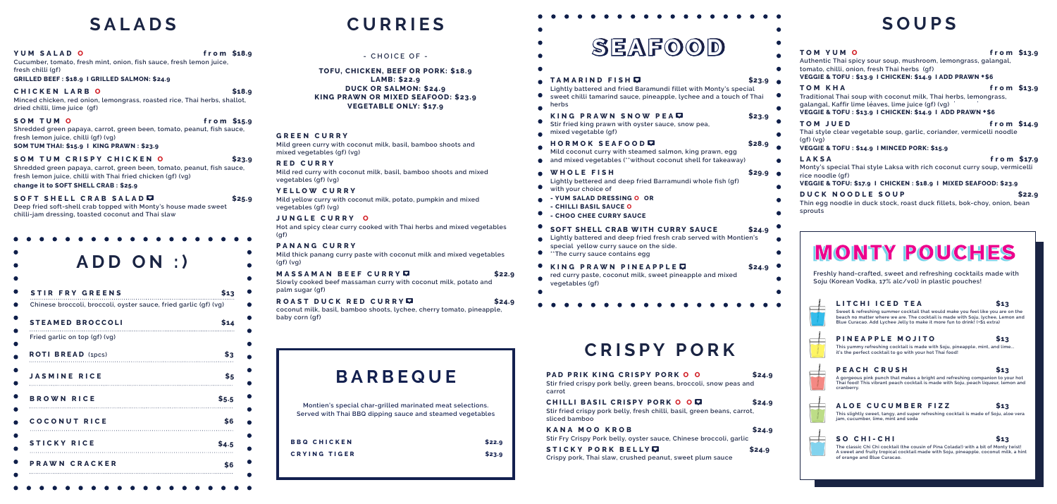# SALADS

**YUM SALAD** O **from $18.9**
Cucumber, tomato, fresh mint, onion, fish sauce, fresh lemon juice, fresh chilli (gf)
**GRILLED BEEF : $18.9 I GRILLED SALMON: $24.9**

**CHICKEN LARB** O **$18.9**
Minced chicken, red onion, lemongrass, roasted rice, Thai herbs, shallot, dried chilli, lime juice (gf)

**SOM TUM** O **from $15.9**
Shredded green papaya, carrot, green been, tomato, peanut, fish sauce, fresh lemon juice, chilli (gf) (vg)
**SOM TUM THAI: $15.9 I KING PRAWN : $23.9**

**SOM TUM CRISPY CHICKEN** O **$23.9**
Shredded green papaya, carrot, green been, tomato, peanut, fish sauce, fresh lemon juice, chilli with Thai fried chicken (gf) (vg)
**change it to SOFT SHELL CRAB : $25.9**

**SOFT SHELL CRAB SALAD** **$25.9**
Deep fried soft-shell crab topped with Monty's house made sweet chilli-jam dressing, toasted coconut and Thai slaw

# ADD ON :)

| | |
|---|---|
| **STIR FRY GREENS** | **$13** |
| Chinese broccoli, broccoli, oyster sauce, fried garlic (gf) (vg) | |
| **STEAMED BROCCOLI** | **$14** |
| Fried garlic on top (gf) (vg) | |
| **ROTI BREAD** (1pcs) | **$3** |
| **JASMINE RICE** | **$5** |
| **BROWN RICE** | **$5.5** |
| **COCONUT RICE** | **$6** |
| **STICKY RICE** | **$4.5** |
| **PRAWN CRACKER** | **$6** |

# CURRIES

- CHOICE OF -

**TOFU, CHICKEN, BEEF OR PORK: $18.9**
**LAMB: $22.9**
**DUCK OR SALMON: $24.9**
**KING PRAWN OR MIXED SEAFOOD: $23.9**
**VEGETABLE ONLY: $17.9**

**GREEN CURRY**
Mild green curry with coconut milk, basil, bamboo shoots and mixed vegetables (gf) (vg)

**RED CURRY**
Mild red curry with coconut milk, basil, bamboo shoots and mixed vegetables (gf) (vg)

**YELLOW CURRY**
Mild yellow curry with coconut milk, potato, pumpkin and mixed vegetables (gf) (vg)

**JUNGLE CURRY** O
Hot and spicy clear curry cooked with Thai herbs and mixed vegetables (gf)

**PANANG CURRY**
Mild thick panang curry paste with coconut milk and mixed vegetables (gf) (vg)

**MASSAMAN BEEF CURRY** **$22.9**
Slowly cooked beef massaman curry with coconut milk, potato and palm sugar (gf)

**ROAST DUCK RED CURRY** **$24.9**
coconut milk, basil, bamboo shoots, lychee, cherry tomato, pineapple, baby corn (gf)

# BARBEQUE

Montien's special char-grilled marinated meat selections.
Served with Thai BBQ dipping sauce and steamed vegetables

| | |
|---|---|
| **BBQ CHICKEN** | **$22.9** |
| **CRYING TIGER** | **$23.9** |

# SEAFOOD

**TAMARIND FISH** **$23.9**
Lightly battered and fried Baramundi fillet with Monty's special sweet chilli tamarind sauce, pineapple, lychee and a touch of Thai herbs

**KING PRAWN SNOW PEA** **$23.9**
Stir fried king prawn with oyster sauce, snow pea, mixed vegetable (gf)

**HORMOK SEAFOOD** **$28.9**
Mild coconut curry with steamed salmon, king prawn, egg and mixed vegetables (**without coconut shell for takeaway)

**WHOLE FISH** **$29.9**
Lightly battered and deep fried Barramundi whole fish (gf) with your choice of
- YUM SALAD DRESSING O OR
- CHILLI BASIL SAUCE O
- CHOO CHEE CURRY SAUCE

**SOFT SHELL CRAB WITH CURRY SAUCE** **$24.9**
Lightly battered and deep fried fresh crab served with Montien's special yellow curry sauce on the side.
**The curry sauce contains egg

**KING PRAWN PINEAPPLE** **$24.9**
red curry paste, coconut milk, sweet pineapple and mixed vegetables (gf)

# CRISPY PORK

**PAD PRIK KING CRISPY PORK** O O **$24.9**
Stir fried crispy pork belly, green beans, broccoli, snow peas and carrot

**CHILLI BASIL CRISPY PORK** O O **$24.9**
Stir fried crispy pork belly, fresh chilli, basil, green beans, carrot, sliced bamboo

**KANA MOO KROB** **$24.9**
Stir Fry Crispy Pork belly, oyster sauce, Chinese broccoli, garlic

**STICKY PORK BELLY** **$24.9**
Crispy pork, Thai slaw, crushed peanut, sweet plum sauce

# SOUPS

**TOM YUM** O **from $13.9**
Authentic Thai spicy sour soup, mushroom, lemongrass, galangal, tomato, chilli, onion, fresh Thai herbs (gf)
**VEGGIE & TOFU : $13.9 I CHICKEN: $14.9 I ADD PRAWN +$6**

**TOM KHA** **from $13.9**
Traditional Thai soup with coconut milk, Thai herbs, lemongrass, galangal, Kaffir lime leaves, lime juice (gf) (vg)
**VEGGIE & TOFU : $13.9 I CHICKEN: $14.9 I ADD PRAWN +$6**

**TOM JUED** **from $14.9**
Thai style clear vegetable soup, garlic, coriander, vermicelli noodle (gf) (vg)
**VEGGIE & TOFU : $14.9 I MINCED PORK: $15.9**

**LAKSA** **from $17.9**
Monty's special Thai style Laksa with rich coconut curry soup, vermicelli rice noodle (gf)
**VEGGIE & TOFU: $17.9 I CHICKEN : $18.9 I MIXED SEAFOOD: $23.9**

**DUCK NOODLE SOUP** **$22.9**
Thin egg noodle in duck stock, roast duck fillets, bok-choy, onion, bean sprouts

# MONTY POUCHES

Freshly hand-crafted, sweet and refreshing cocktails made with Soju (Korean Vodka, 17% alc/vol) in plastic pouches!

**LITCHI ICED TEA** **$13**
Sweet & refreshing summer cocktail that would make you feel like you are on the beach no matter where we are. The cocktail is made with Soju, lychee, Lemon and Blue Curacao. Add Lychee Jelly to make it more fun to drink! (+$1 extra)

**PINEAPPLE MOJITO** **$13**
This yummy refreshing cocktail is made with Soju, pineapple, mint, and lime... it's the perfect cocktail to go with your hot Thai food!

**PEACH CRUSH** **$13**
A gorgeous pink punch that makes a bright and refreshing companion to your hot Thai food! This vibrant peach cocktail is made with Soju, peach liqueur, lemon and cranberry.

**ALOE CUCUMBER FIZZ** **$13**
This slightly sweet, tangy, and super refreshing cocktail is made of Soju, aloe vera jam, cucumber, lime, mint and soda

**SO CHI-CHI** **$13**
The classic Chi Chi cocktail (the cousin of Pina Colada!) with a bit of Monty twist! A sweet and fruity tropical cocktail made with Soju, pineapple, coconut milk, a hint of orange and Blue Curacao.